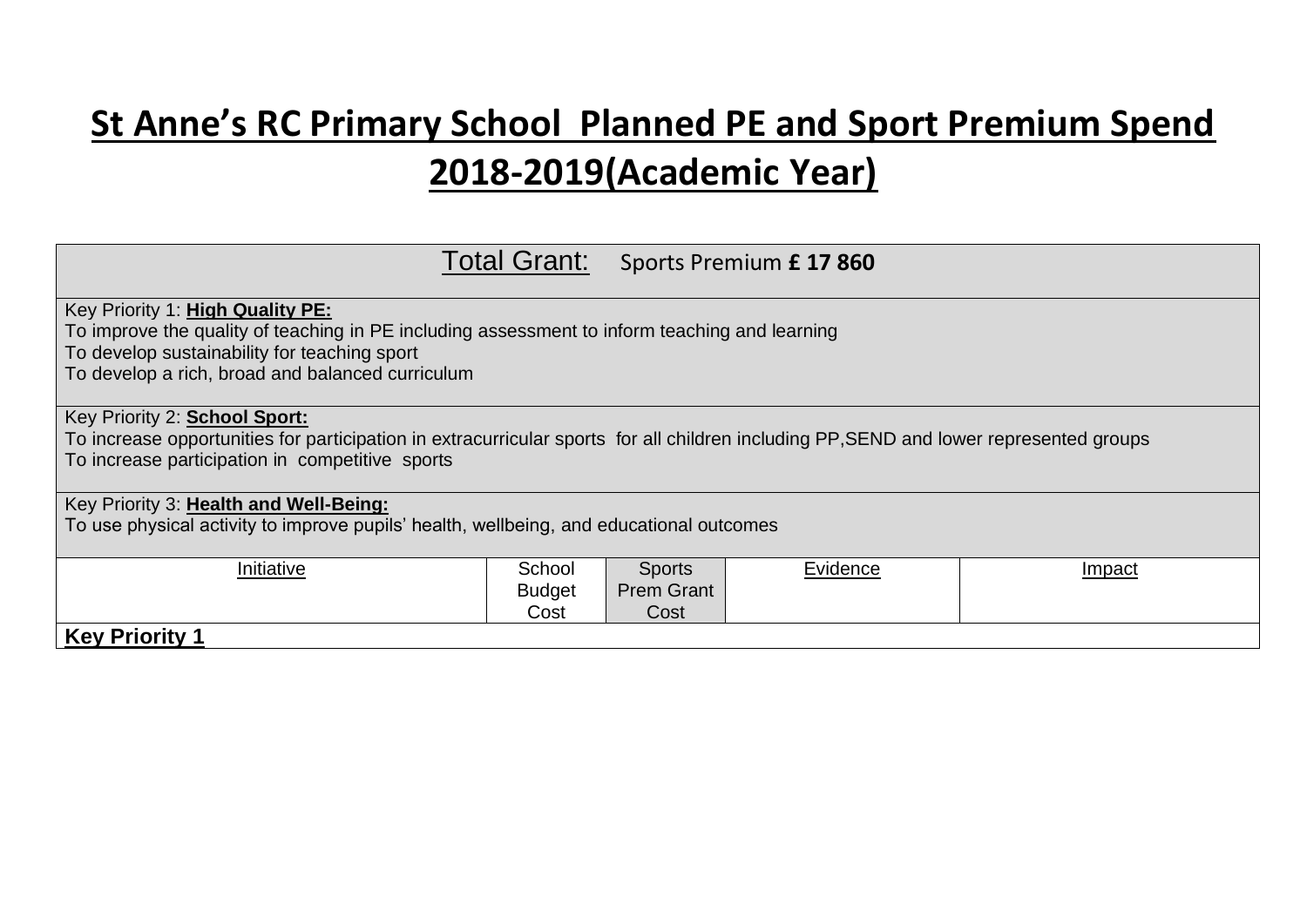# St Anne's RC Primary School Planned PE and Sport Premium Spend 2018-2019(Academic Year)

| Total Grant: Sports Premium **£ 17 860** | | | | |
|---|---|---|---|---|
| Key Priority 1: **High Quality PE:**<br>To improve the quality of teaching in PE including assessment to inform teaching and learning<br>To develop sustainability for teaching sport<br>To develop a rich, broad and balanced curriculum | | | | |
| Key Priority 2: **School Sport:**<br>To increase opportunities for participation in extracurricular sports for all children including PP,SEND and lower represented groups<br>To increase participation in competitive sports | | | | |
| Key Priority 3: **Health and Well-Being:**<br>To use physical activity to improve pupils' health, wellbeing, and educational outcomes | | | | |
| Initiative | School Budget Cost | Sports Prem Grant Cost | Evidence | Impact |
| **Key Priority 1** | | | | |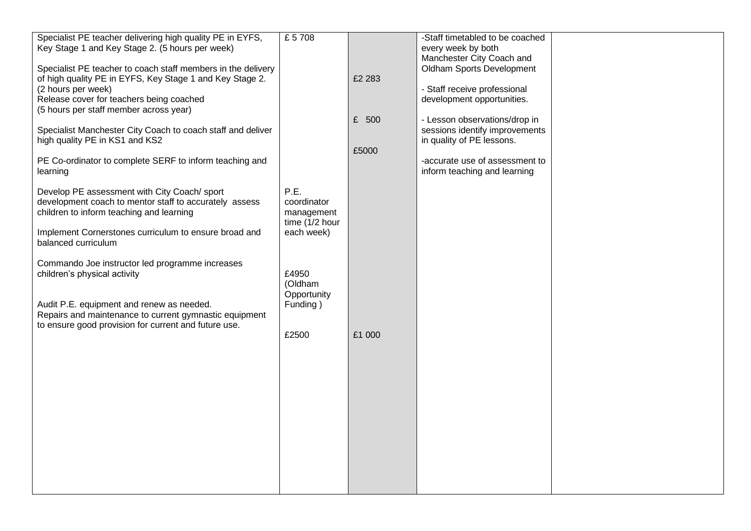| | | | | |
|---|---|---|---|---|
| Specialist PE teacher delivering high quality PE in EYFS, Key Stage 1 and Key Stage 2. (5 hours per week)<br><br>Specialist PE teacher to coach staff members in the delivery of high quality PE in EYFS, Key Stage 1 and Key Stage 2. (2 hours per week)<br>Release cover for teachers being coached<br>(5 hours per staff member across year)<br><br>Specialist Manchester City Coach to coach staff and deliver high quality PE in KS1 and KS2<br><br>PE Co-ordinator to complete SERF to inform teaching and learning<br><br>Develop PE assessment with City Coach/ sport development coach to mentor staff to accurately assess children to inform teaching and learning<br><br>Implement Cornerstones curriculum to ensure broad and balanced curriculum<br><br>Commando Joe instructor led programme increases children's physical activity<br><br>Audit P.E. equipment and renew as needed.<br>Repairs and maintenance to current gymnastic equipment to ensure good provision for current and future use. | £ 5 708<br><br>P.E. coordinator management time (1/2 hour each week)<br><br>£4950 (Oldham Opportunity Funding )<br><br>£2500 | £2 283<br><br>£ 500<br><br>£5000<br><br>£1 000 | -Staff timetabled to be coached every week by both Manchester City Coach and Oldham Sports Development<br><br>- Staff receive professional development opportunities.<br><br>- Lesson observations/drop in sessions identify improvements in quality of PE lessons.<br><br>-accurate use of assessment to inform teaching and learning | |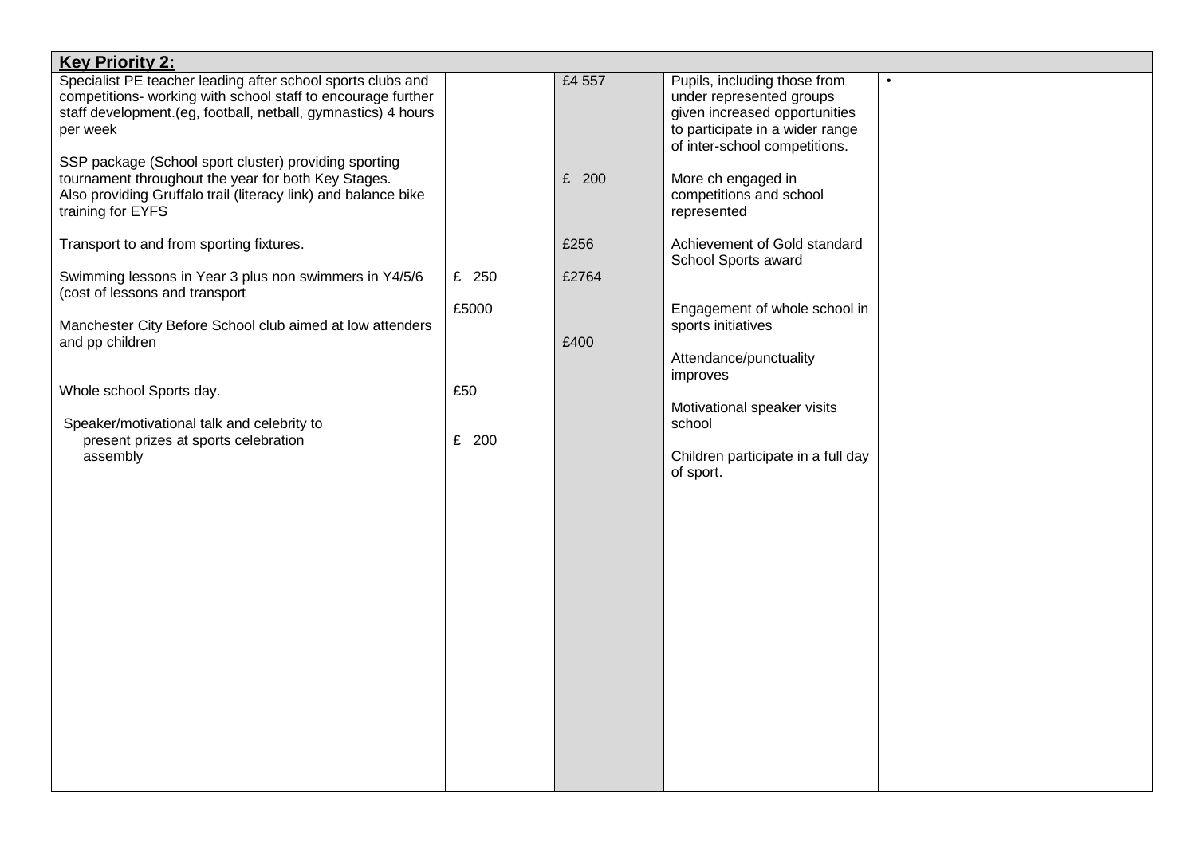| Key Priority 2: | | | | |
|---|---|---|---|---|
| Specialist PE teacher leading after school sports clubs and competitions- working with school staff to encourage further staff development.(eg, football, netball, gymnastics) 4 hours per week | | £4 557 | Pupils, including those from under represented groups given increased opportunities to participate in a wider range of inter-school competitions. | • |
| SSP package (School sport cluster) providing sporting tournament throughout the year for both Key Stages. Also providing Gruffalo trail (literacy link) and balance bike training for EYFS | | £ 200 | More ch engaged in competitions and school represented | |
| Transport to and from sporting fixtures. | | £256 | Achievement of Gold standard School Sports award | |
| Swimming lessons in Year 3 plus non swimmers in Y4/5/6 (cost of lessons and transport | £ 250 | £2764 | | |
| Manchester City Before School club aimed at low attenders and pp children | £5000 | £400 | Engagement of whole school in sports initiatives<br><br>Attendance/punctuality improves | |
| Whole school Sports day. | £50 | | Motivational speaker visits school | |
| Speaker/motivational talk and celebrity to present prizes at sports celebration assembly | £ 200 | | Children participate in a full day of sport. | |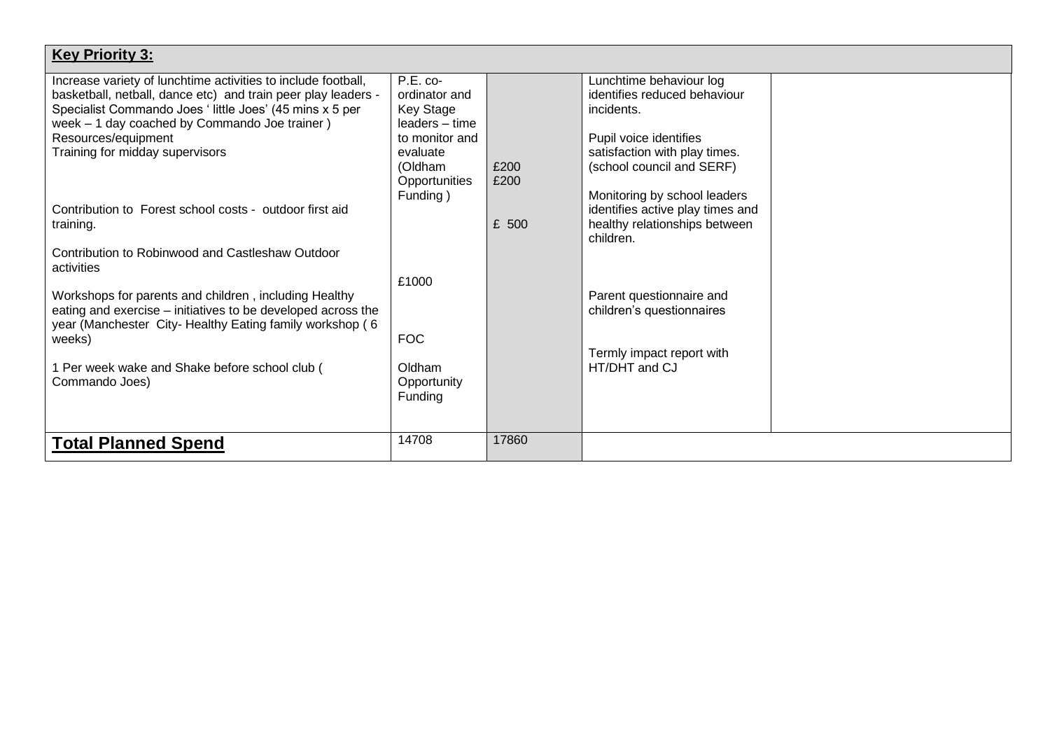| **Key Priority 3:** | | | | |
|---|---|---|---|---|
| Increase variety of lunchtime activities to include football, basketball, netball, dance etc) and train peer play leaders - Specialist Commando Joes ' little Joes' (45 mins x 5 per week – 1 day coached by Commando Joe trainer )<br>Resources/equipment<br>Training for midday supervisors<br><br>Contribution to Forest school costs - outdoor first aid training.<br><br>Contribution to Robinwood and Castleshaw Outdoor activities<br><br>Workshops for parents and children , including Healthy eating and exercise – initiatives to be developed across the year (Manchester City- Healthy Eating family workshop ( 6 weeks)<br><br>1 Per week wake and Shake before school club ( Commando Joes) | P.E. co-ordinator and Key Stage leaders – time to monitor and evaluate (Oldham Opportunities Funding )<br><br>£1000<br><br>FOC<br><br>Oldham Opportunity Funding | £200<br>£200<br><br>£ 500 | Lunchtime behaviour log identifies reduced behaviour incidents.<br><br>Pupil voice identifies satisfaction with play times. (school council and SERF)<br><br>Monitoring by school leaders identifies active play times and healthy relationships between children.<br><br>Parent questionnaire and children's questionnaires<br><br>Termly impact report with HT/DHT and CJ | |
| **Total Planned Spend** | 14708 | 17860 | | |